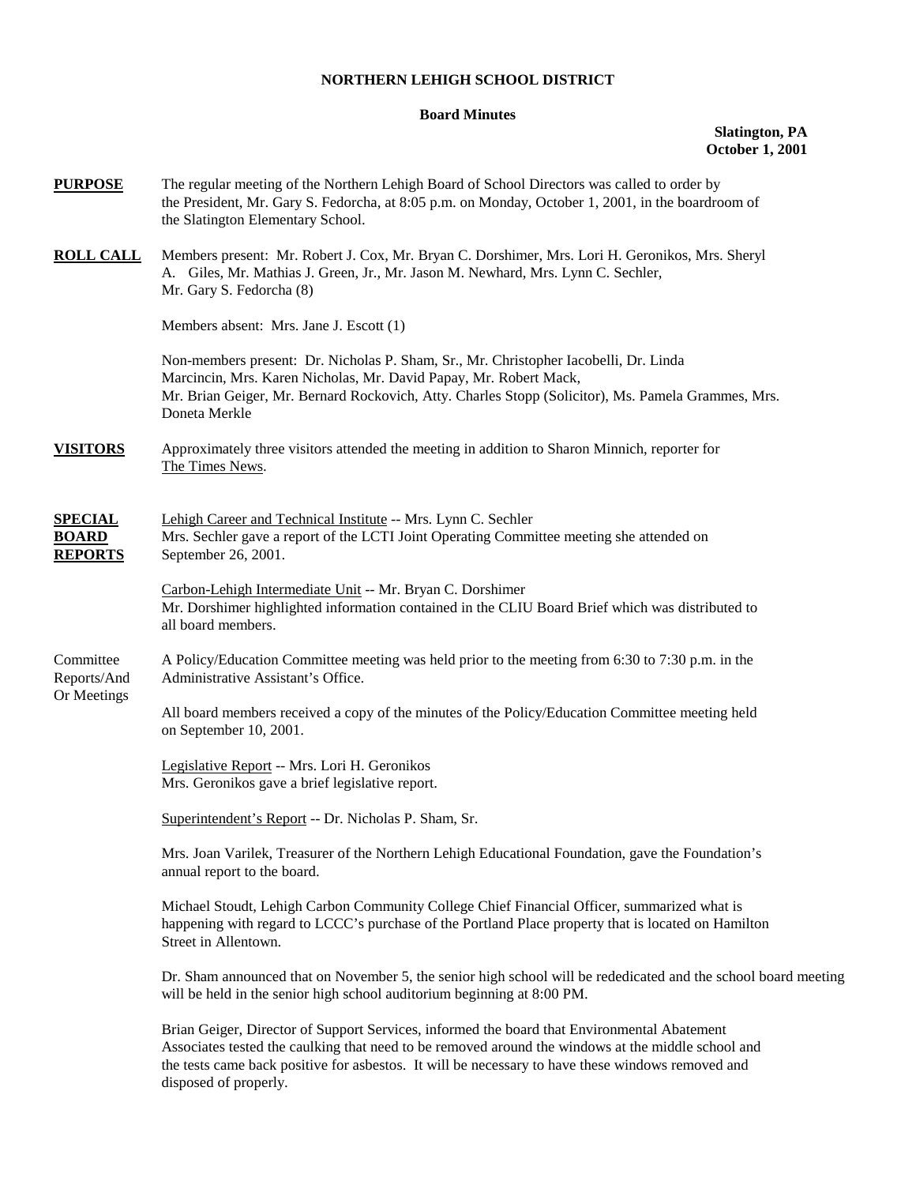# NORTHERN LEHIGH SCHOOL DISTRICT

## Board Minutes

**Slatington, PA**
**October 1, 2001**

**PURPOSE** The regular meeting of the Northern Lehigh Board of School Directors was called to order by the President, Mr. Gary S. Fedorcha, at 8:05 p.m. on Monday, October 1, 2001, in the boardroom of the Slatington Elementary School.

**ROLL CALL** Members present: Mr. Robert J. Cox, Mr. Bryan C. Dorshimer, Mrs. Lori H. Geronikos, Mrs. Sheryl A. Giles, Mr. Mathias J. Green, Jr., Mr. Jason M. Newhard, Mrs. Lynn C. Sechler, Mr. Gary S. Fedorcha (8)

Members absent: Mrs. Jane J. Escott (1)

Non-members present: Dr. Nicholas P. Sham, Sr., Mr. Christopher Iacobelli, Dr. Linda Marcincin, Mrs. Karen Nicholas, Mr. David Papay, Mr. Robert Mack, Mr. Brian Geiger, Mr. Bernard Rockovich, Atty. Charles Stopp (Solicitor), Ms. Pamela Grammes, Mrs. Doneta Merkle

**VISITORS** Approximately three visitors attended the meeting in addition to Sharon Minnich, reporter for The Times News.

**SPECIAL BOARD REPORTS**

Lehigh Career and Technical Institute -- Mrs. Lynn C. Sechler
Mrs. Sechler gave a report of the LCTI Joint Operating Committee meeting she attended on September 26, 2001.

Carbon-Lehigh Intermediate Unit -- Mr. Bryan C. Dorshimer
Mr. Dorshimer highlighted information contained in the CLIU Board Brief which was distributed to all board members.

Committee Reports/And Or Meetings

A Policy/Education Committee meeting was held prior to the meeting from 6:30 to 7:30 p.m. in the Administrative Assistant's Office.

All board members received a copy of the minutes of the Policy/Education Committee meeting held on September 10, 2001.

Legislative Report -- Mrs. Lori H. Geronikos
Mrs. Geronikos gave a brief legislative report.

Superintendent's Report -- Dr. Nicholas P. Sham, Sr.

Mrs. Joan Varilek, Treasurer of the Northern Lehigh Educational Foundation, gave the Foundation's annual report to the board.

Michael Stoudt, Lehigh Carbon Community College Chief Financial Officer, summarized what is happening with regard to LCCC's purchase of the Portland Place property that is located on Hamilton Street in Allentown.

Dr. Sham announced that on November 5, the senior high school will be rededicated and the school board meeting will be held in the senior high school auditorium beginning at 8:00 PM.

Brian Geiger, Director of Support Services, informed the board that Environmental Abatement Associates tested the caulking that need to be removed around the windows at the middle school and the tests came back positive for asbestos. It will be necessary to have these windows removed and disposed of properly.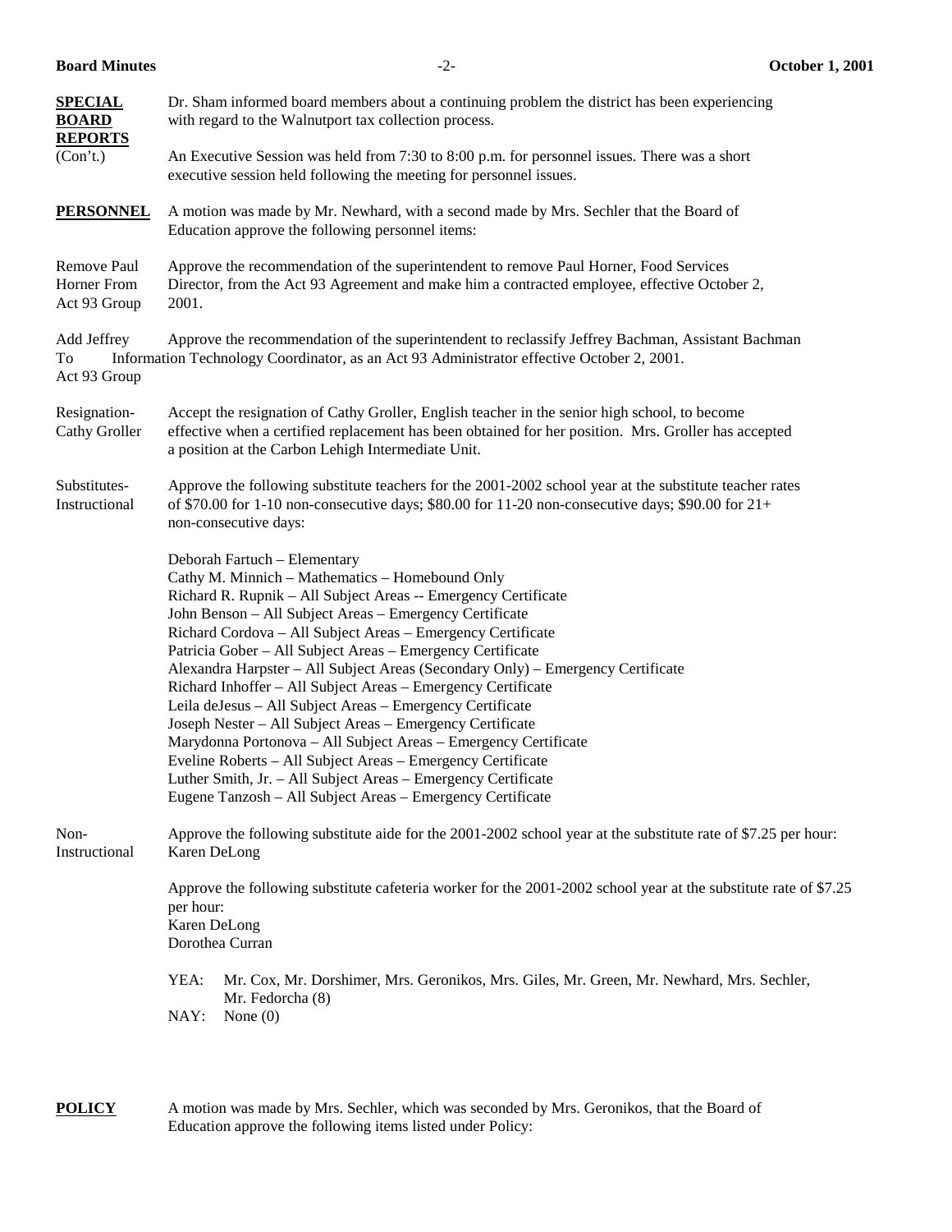**SPECIAL BOARD REPORTS** (Con't.)

Dr. Sham informed board members about a continuing problem the district has been experiencing with regard to the Walnutport tax collection process.

An Executive Session was held from 7:30 to 8:00 p.m. for personnel issues. There was a short executive session held following the meeting for personnel issues.

**PERSONNEL**

A motion was made by Mr. Newhard, with a second made by Mrs. Sechler that the Board of Education approve the following personnel items:

Remove Paul Horner From Act 93 Group

Approve the recommendation of the superintendent to remove Paul Horner, Food Services Director, from the Act 93 Agreement and make him a contracted employee, effective October 2, 2001.

Add Jeffrey Bachman To Act 93 Group

Approve the recommendation of the superintendent to reclassify Jeffrey Bachman, Assistant Information Technology Coordinator, as an Act 93 Administrator effective October 2, 2001.

Resignation- Cathy Groller

Accept the resignation of Cathy Groller, English teacher in the senior high school, to become effective when a certified replacement has been obtained for her position. Mrs. Groller has accepted a position at the Carbon Lehigh Intermediate Unit.

Substitutes- Instructional

Approve the following substitute teachers for the 2001-2002 school year at the substitute teacher rates of $70.00 for 1-10 non-consecutive days; $80.00 for 11-20 non-consecutive days; $90.00 for 21+ non-consecutive days:

Deborah Fartuch – Elementary
Cathy M. Minnich – Mathematics – Homebound Only
Richard R. Rupnik – All Subject Areas -- Emergency Certificate
John Benson – All Subject Areas – Emergency Certificate
Richard Cordova – All Subject Areas – Emergency Certificate
Patricia Gober – All Subject Areas – Emergency Certificate
Alexandra Harpster – All Subject Areas (Secondary Only) – Emergency Certificate
Richard Inhoffer – All Subject Areas – Emergency Certificate
Leila deJesus – All Subject Areas – Emergency Certificate
Joseph Nester – All Subject Areas – Emergency Certificate
Marydonna Portonova – All Subject Areas – Emergency Certificate
Eveline Roberts – All Subject Areas – Emergency Certificate
Luther Smith, Jr. – All Subject Areas – Emergency Certificate
Eugene Tanzosh – All Subject Areas – Emergency Certificate

Non- Instructional

Approve the following substitute aide for the 2001-2002 school year at the substitute rate of $7.25 per hour:
Karen DeLong

Approve the following substitute cafeteria worker for the 2001-2002 school year at the substitute rate of $7.25 per hour:
Karen DeLong
Dorothea Curran

YEA: Mr. Cox, Mr. Dorshimer, Mrs. Geronikos, Mrs. Giles, Mr. Green, Mr. Newhard, Mrs. Sechler, Mr. Fedorcha (8)
NAY: None (0)

**POLICY**

A motion was made by Mrs. Sechler, which was seconded by Mrs. Geronikos, that the Board of Education approve the following items listed under Policy: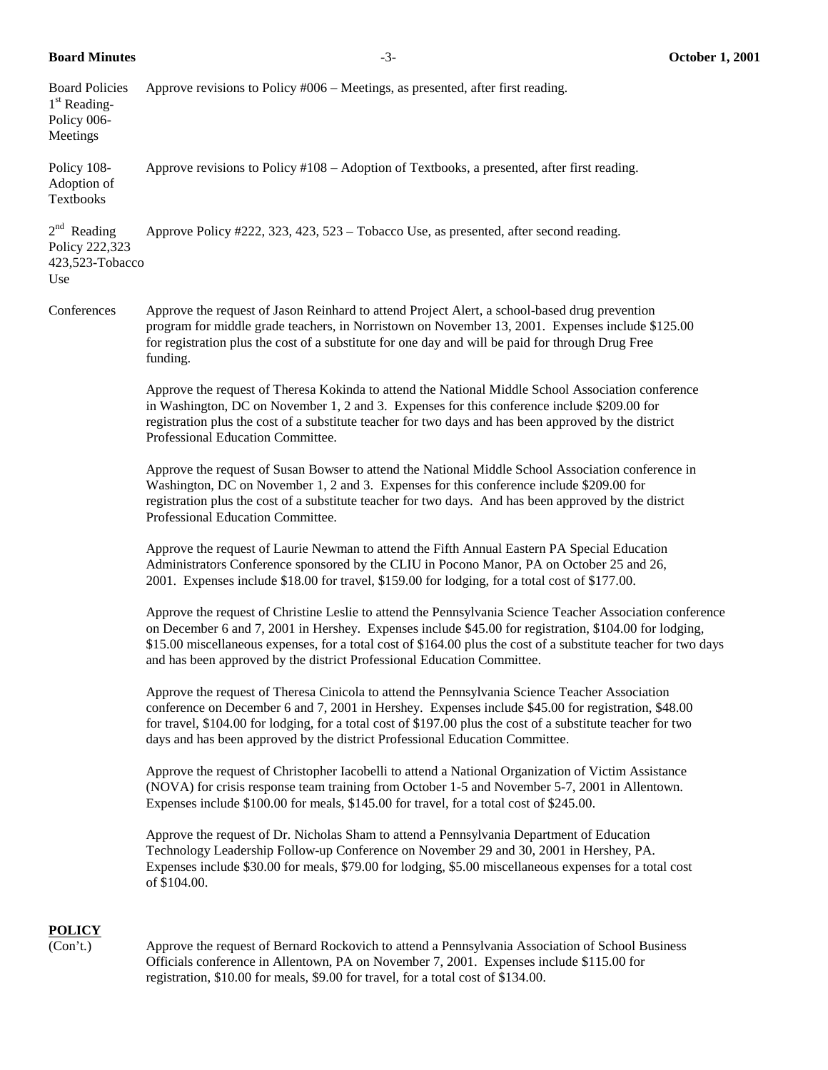**Board Policies 1st Reading- Policy 006- Meetings** — Approve revisions to Policy #006 – Meetings, as presented, after first reading.

**Policy 108- Adoption of Textbooks** — Approve revisions to Policy #108 – Adoption of Textbooks, a presented, after first reading.

**2nd Reading Policy 222,323 423,523-Tobacco Use** — Approve Policy #222, 323, 423, 523 – Tobacco Use, as presented, after second reading.

**Conferences** — Approve the request of Jason Reinhard to attend Project Alert, a school-based drug prevention program for middle grade teachers, in Norristown on November 13, 2001. Expenses include $125.00 for registration plus the cost of a substitute for one day and will be paid for through Drug Free funding.

Approve the request of Theresa Kokinda to attend the National Middle School Association conference in Washington, DC on November 1, 2 and 3. Expenses for this conference include $209.00 for registration plus the cost of a substitute teacher for two days and has been approved by the district Professional Education Committee.

Approve the request of Susan Bowser to attend the National Middle School Association conference in Washington, DC on November 1, 2 and 3. Expenses for this conference include $209.00 for registration plus the cost of a substitute teacher for two days. And has been approved by the district Professional Education Committee.

Approve the request of Laurie Newman to attend the Fifth Annual Eastern PA Special Education Administrators Conference sponsored by the CLIU in Pocono Manor, PA on October 25 and 26, 2001. Expenses include $18.00 for travel, $159.00 for lodging, for a total cost of $177.00.

Approve the request of Christine Leslie to attend the Pennsylvania Science Teacher Association conference on December 6 and 7, 2001 in Hershey. Expenses include $45.00 for registration, $104.00 for lodging, $15.00 miscellaneous expenses, for a total cost of $164.00 plus the cost of a substitute teacher for two days and has been approved by the district Professional Education Committee.

Approve the request of Theresa Cinicola to attend the Pennsylvania Science Teacher Association conference on December 6 and 7, 2001 in Hershey. Expenses include $45.00 for registration, $48.00 for travel, $104.00 for lodging, for a total cost of $197.00 plus the cost of a substitute teacher for two days and has been approved by the district Professional Education Committee.

Approve the request of Christopher Iacobelli to attend a National Organization of Victim Assistance (NOVA) for crisis response team training from October 1-5 and November 5-7, 2001 in Allentown. Expenses include $100.00 for meals, $145.00 for travel, for a total cost of $245.00.

Approve the request of Dr. Nicholas Sham to attend a Pennsylvania Department of Education Technology Leadership Follow-up Conference on November 29 and 30, 2001 in Hershey, PA. Expenses include $30.00 for meals, $79.00 for lodging, $5.00 miscellaneous expenses for a total cost of $104.00.

**POLICY**
(Con't.)

Approve the request of Bernard Rockovich to attend a Pennsylvania Association of School Business Officials conference in Allentown, PA on November 7, 2001. Expenses include $115.00 for registration, $10.00 for meals, $9.00 for travel, for a total cost of $134.00.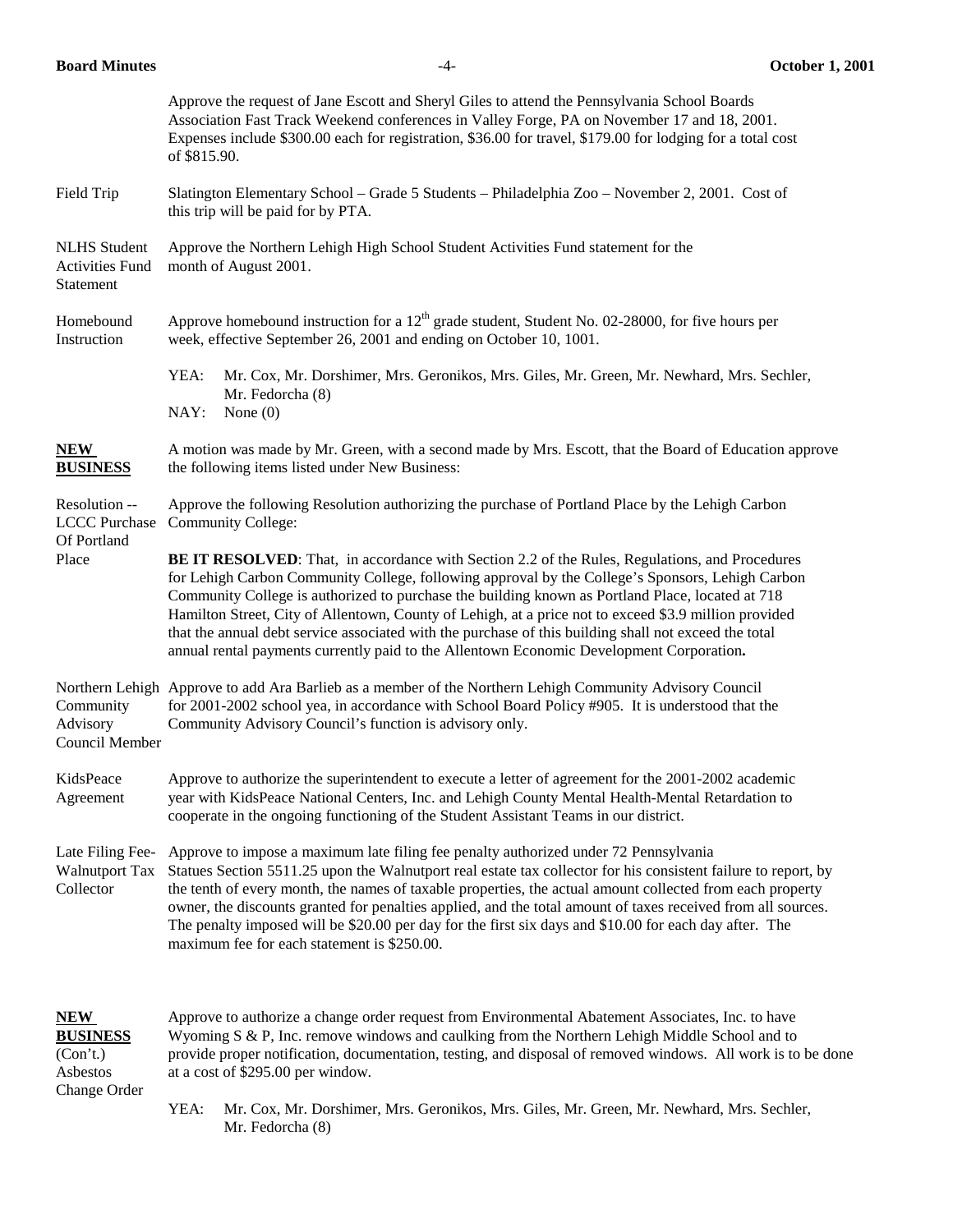Approve the request of Jane Escott and Sheryl Giles to attend the Pennsylvania School Boards Association Fast Track Weekend conferences in Valley Forge, PA on November 17 and 18, 2001. Expenses include $300.00 each for registration, $36.00 for travel, $179.00 for lodging for a total cost of $815.90.

**Field Trip**

Slatington Elementary School – Grade 5 Students – Philadelphia Zoo – November 2, 2001. Cost of this trip will be paid for by PTA.

**NLHS Student Activities Fund Statement**

Approve the Northern Lehigh High School Student Activities Fund statement for the month of August 2001.

**Homebound Instruction**

Approve homebound instruction for a 12th grade student, Student No. 02-28000, for five hours per week, effective September 26, 2001 and ending on October 10, 1001.

YEA: Mr. Cox, Mr. Dorshimer, Mrs. Geronikos, Mrs. Giles, Mr. Green, Mr. Newhard, Mrs. Sechler, Mr. Fedorcha (8)
NAY: None (0)

## NEW BUSINESS

A motion was made by Mr. Green, with a second made by Mrs. Escott, that the Board of Education approve the following items listed under New Business:

**Resolution -- LCCC Purchase Of Portland Place**

Approve the following Resolution authorizing the purchase of Portland Place by the Lehigh Carbon Community College:

**BE IT RESOLVED**: That, in accordance with Section 2.2 of the Rules, Regulations, and Procedures for Lehigh Carbon Community College, following approval by the College's Sponsors, Lehigh Carbon Community College is authorized to purchase the building known as Portland Place, located at 718 Hamilton Street, City of Allentown, County of Lehigh, at a price not to exceed $3.9 million provided that the annual debt service associated with the purchase of this building shall not exceed the total annual rental payments currently paid to the Allentown Economic Development Corporation**.**

**Northern Lehigh Community Advisory Council Member**

Approve to add Ara Barlieb as a member of the Northern Lehigh Community Advisory Council for 2001-2002 school yea, in accordance with School Board Policy #905. It is understood that the Community Advisory Council's function is advisory only.

**KidsPeace Agreement**

Approve to authorize the superintendent to execute a letter of agreement for the 2001-2002 academic year with KidsPeace National Centers, Inc. and Lehigh County Mental Health-Mental Retardation to cooperate in the ongoing functioning of the Student Assistant Teams in our district.

**Late Filing Fee-Walnutport Tax Collector**

Approve to impose a maximum late filing fee penalty authorized under 72 Pennsylvania Statues Section 5511.25 upon the Walnutport real estate tax collector for his consistent failure to report, by the tenth of every month, the names of taxable properties, the actual amount collected from each property owner, the discounts granted for penalties applied, and the total amount of taxes received from all sources. The penalty imposed will be $20.00 per day for the first six days and $10.00 for each day after. The maximum fee for each statement is $250.00.

## NEW BUSINESS (Con't.)

**Asbestos Change Order**

Approve to authorize a change order request from Environmental Abatement Associates, Inc. to have Wyoming S & P, Inc. remove windows and caulking from the Northern Lehigh Middle School and to provide proper notification, documentation, testing, and disposal of removed windows. All work is to be done at a cost of $295.00 per window.

YEA: Mr. Cox, Mr. Dorshimer, Mrs. Geronikos, Mrs. Giles, Mr. Green, Mr. Newhard, Mrs. Sechler, Mr. Fedorcha (8)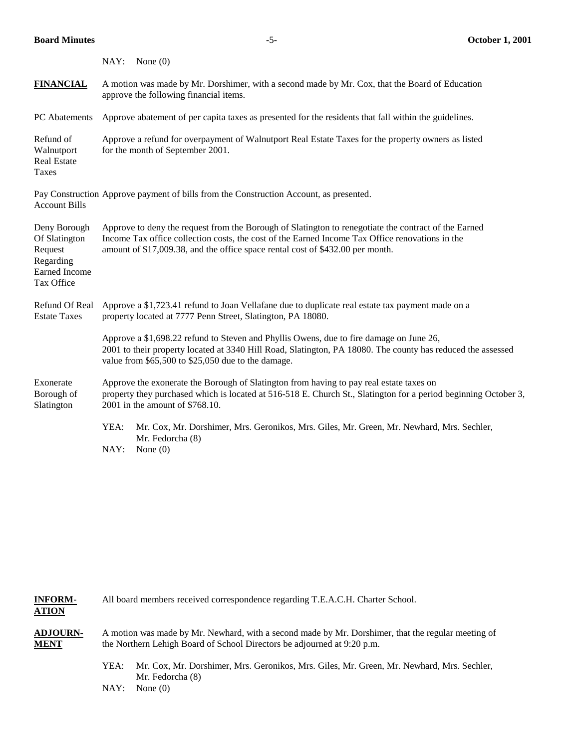NAY: None (0)

**FINANCIAL** — A motion was made by Mr. Dorshimer, with a second made by Mr. Cox, that the Board of Education approve the following financial items.

PC Abatements — Approve abatement of per capita taxes as presented for the residents that fall within the guidelines.

Refund of Walnutport Real Estate Taxes — Approve a refund for overpayment of Walnutport Real Estate Taxes for the property owners as listed for the month of September 2001.

Pay Construction Account Bills — Approve payment of bills from the Construction Account, as presented.

Deny Borough Of Slatington Request Regarding Earned Income Tax Office — Approve to deny the request from the Borough of Slatington to renegotiate the contract of the Earned Income Tax office collection costs, the cost of the Earned Income Tax Office renovations in the amount of $17,009.38, and the office space rental cost of $432.00 per month.

Refund Of Real Estate Taxes — Approve a $1,723.41 refund to Joan Vellafane due to duplicate real estate tax payment made on a property located at 7777 Penn Street, Slatington, PA 18080.

Approve a $1,698.22 refund to Steven and Phyllis Owens, due to fire damage on June 26, 2001 to their property located at 3340 Hill Road, Slatington, PA 18080. The county has reduced the assessed value from $65,500 to $25,050 due to the damage.

Exonerate Borough of Slatington — Approve the exonerate the Borough of Slatington from having to pay real estate taxes on property they purchased which is located at 516-518 E. Church St., Slatington for a period beginning October 3, 2001 in the amount of $768.10.

YEA: Mr. Cox, Mr. Dorshimer, Mrs. Geronikos, Mrs. Giles, Mr. Green, Mr. Newhard, Mrs. Sechler, Mr. Fedorcha (8)
NAY: None (0)

**INFORMATION** — All board members received correspondence regarding T.E.A.C.H. Charter School.

**ADJOURNMENT** — A motion was made by Mr. Newhard, with a second made by Mr. Dorshimer, that the regular meeting of the Northern Lehigh Board of School Directors be adjourned at 9:20 p.m.

YEA: Mr. Cox, Mr. Dorshimer, Mrs. Geronikos, Mrs. Giles, Mr. Green, Mr. Newhard, Mrs. Sechler, Mr. Fedorcha (8)
NAY: None (0)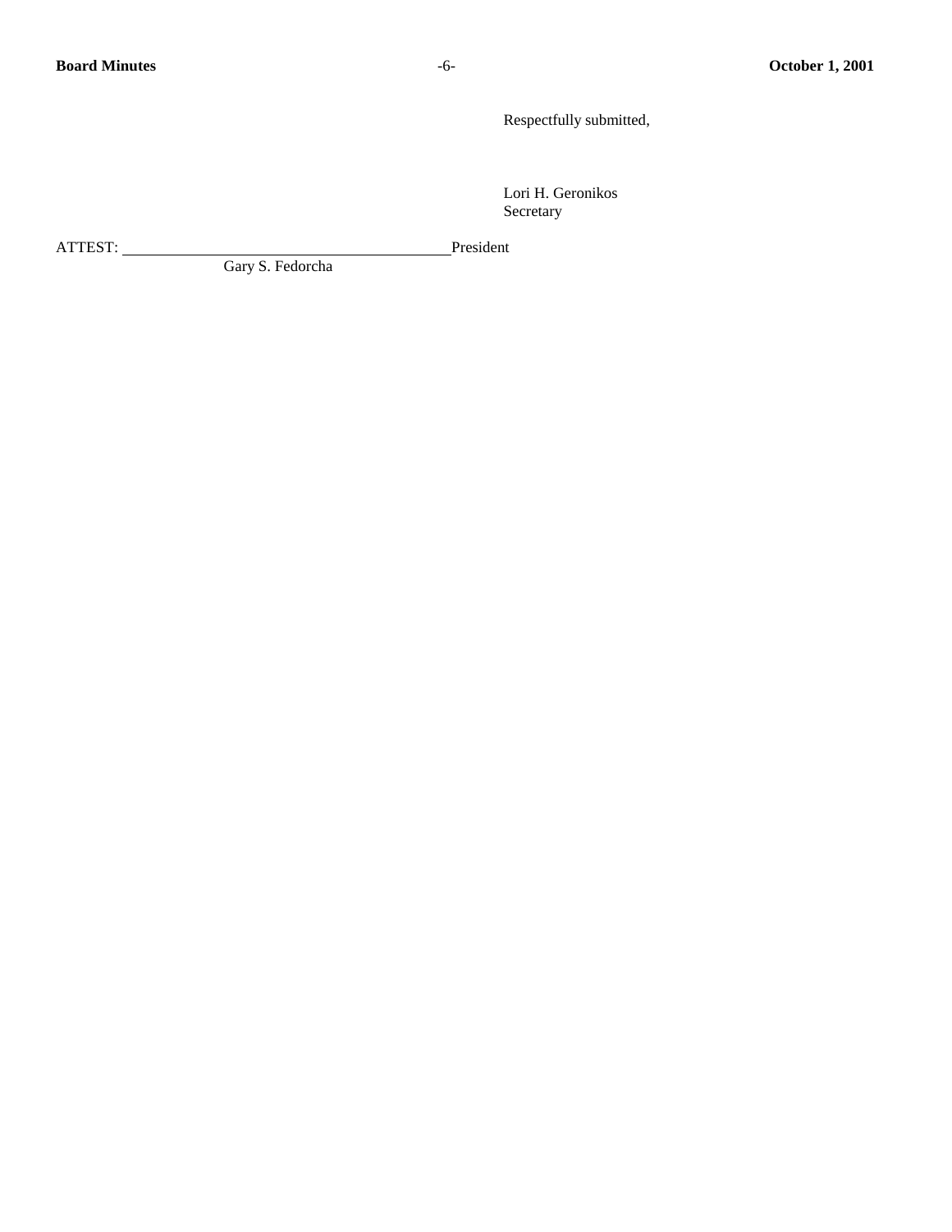Respectfully submitted,

Lori H. Geronikos
Secretary

ATTEST: ________________________________________ President
Gary S. Fedorcha